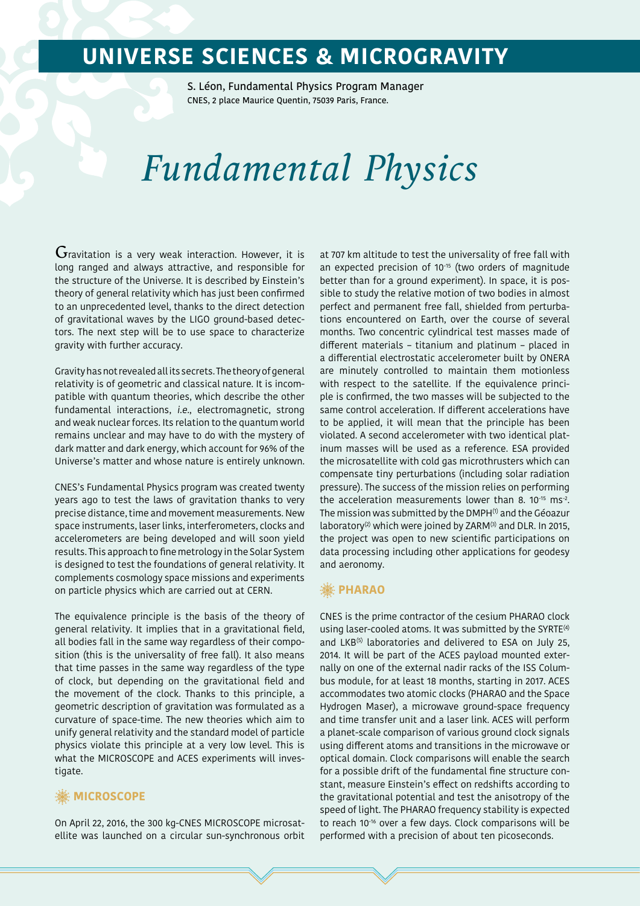# UNIVERSE SCIENCES & MICROGRAVITY

S. Léon, Fundamental Physics Program Manager
CNES, 2 place Maurice Quentin, 75039 Paris, France.

# *Fundamental Physics*

Gravitation is a very weak interaction. However, it is long ranged and always attractive, and responsible for the structure of the Universe. It is described by Einstein's theory of general relativity which has just been confirmed to an unprecedented level, thanks to the direct detection of gravitational waves by the LIGO ground-based detectors. The next step will be to use space to characterize gravity with further accuracy.

Gravity has not revealed all its secrets. The theory of general relativity is of geometric and classical nature. It is incompatible with quantum theories, which describe the other fundamental interactions, *i.e.*, electromagnetic, strong and weak nuclear forces. Its relation to the quantum world remains unclear and may have to do with the mystery of dark matter and dark energy, which account for 96% of the Universe's matter and whose nature is entirely unknown.

CNES's Fundamental Physics program was created twenty years ago to test the laws of gravitation thanks to very precise distance, time and movement measurements. New space instruments, laser links, interferometers, clocks and accelerometers are being developed and will soon yield results. This approach to fine metrology in the Solar System is designed to test the foundations of general relativity. It complements cosmology space missions and experiments on particle physics which are carried out at CERN.

The equivalence principle is the basis of the theory of general relativity. It implies that in a gravitational field, all bodies fall in the same way regardless of their composition (this is the universality of free fall). It also means that time passes in the same way regardless of the type of clock, but depending on the gravitational field and the movement of the clock. Thanks to this principle, a geometric description of gravitation was formulated as a curvature of space-time. The new theories which aim to unify general relativity and the standard model of particle physics violate this principle at a very low level. This is what the MICROSCOPE and ACES experiments will investigate.

## MICROSCOPE

On April 22, 2016, the 300 kg-CNES MICROSCOPE microsatellite was launched on a circular sun-synchronous orbit at 707 km altitude to test the universality of free fall with an expected precision of $10^{-15}$ (two orders of magnitude better than for a ground experiment). In space, it is possible to study the relative motion of two bodies in almost perfect and permanent free fall, shielded from perturbations encountered on Earth, over the course of several months. Two concentric cylindrical test masses made of different materials – titanium and platinum – placed in a differential electrostatic accelerometer built by ONERA are minutely controlled to maintain them motionless with respect to the satellite. If the equivalence principle is confirmed, the two masses will be subjected to the same control acceleration. If different accelerations have to be applied, it will mean that the principle has been violated. A second accelerometer with two identical platinum masses will be used as a reference. ESA provided the microsatellite with cold gas microthrusters which can compensate tiny perturbations (including solar radiation pressure). The success of the mission relies on performing the acceleration measurements lower than $8.\ 10^{-15}\ ms^{-2}$. The mission was submitted by the DMPH[1] and the Géoazur laboratory[2] which were joined by ZARM[3] and DLR. In 2015, the project was open to new scientific participations on data processing including other applications for geodesy and aeronomy.

## PHARAO

CNES is the prime contractor of the cesium PHARAO clock using laser-cooled atoms. It was submitted by the SYRTE[4] and LKB[5] laboratories and delivered to ESA on July 25, 2014. It will be part of the ACES payload mounted externally on one of the external nadir racks of the ISS Columbus module, for at least 18 months, starting in 2017. ACES accommodates two atomic clocks (PHARAO and the Space Hydrogen Maser), a microwave ground-space frequency and time transfer unit and a laser link. ACES will perform a planet-scale comparison of various ground clock signals using different atoms and transitions in the microwave or optical domain. Clock comparisons will enable the search for a possible drift of the fundamental fine structure constant, measure Einstein's effect on redshifts according to the gravitational potential and test the anisotropy of the speed of light. The PHARAO frequency stability is expected to reach $10^{-16}$ over a few days. Clock comparisons will be performed with a precision of about ten picoseconds.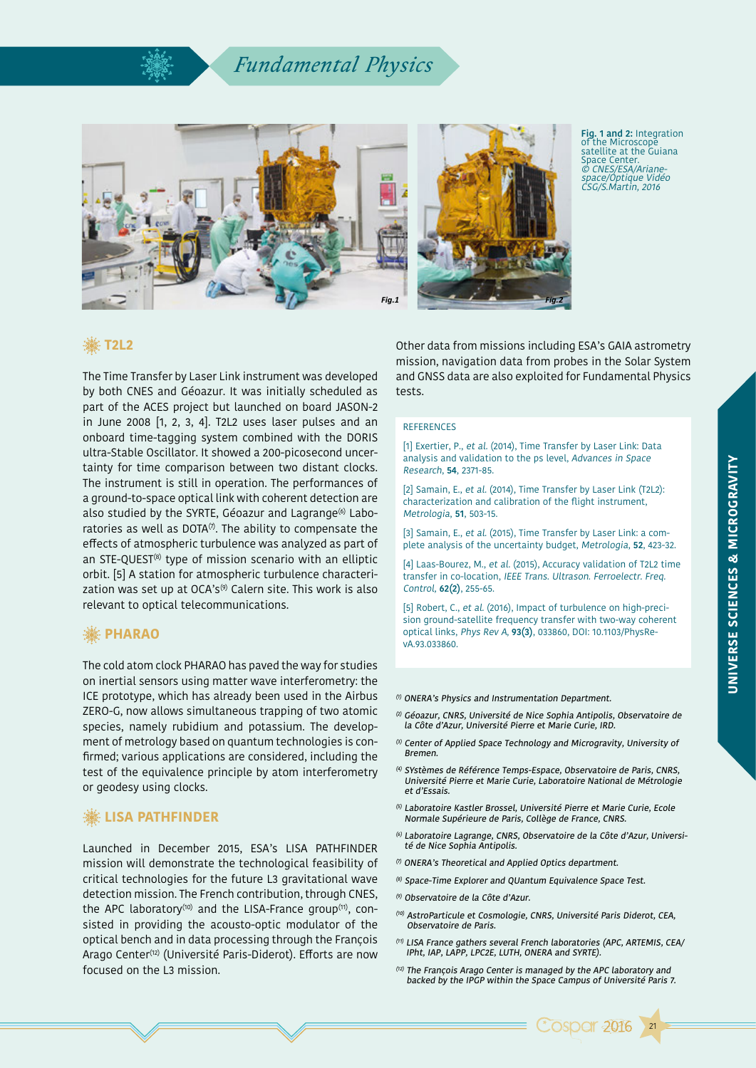Fig. 1 and 2: Integration of the Microscope satellite at the Guiana Space Center. *© CNES/ESA/Arianespace/Optique Vidéo CSG/S.Martin, 2016*

## T2L2

The Time Transfer by Laser Link instrument was developed by both CNES and Géoazur. It was initially scheduled as part of the ACES project but launched on board JASON-2 in June 2008 [1, 2, 3, 4]. T2L2 uses laser pulses and an onboard time-tagging system combined with the DORIS ultra-Stable Oscillator. It showed a 200-picosecond uncertainty for time comparison between two distant clocks. The instrument is still in operation. The performances of a ground-to-space optical link with coherent detection are also studied by the SYRTE, Géoazur and Lagrange[6] Laboratories as well as DOTA[7]. The ability to compensate the effects of atmospheric turbulence was analyzed as part of an STE-QUEST[8] type of mission scenario with an elliptic orbit. [5] A station for atmospheric turbulence characterization was set up at OCA's[9] Calern site. This work is also relevant to optical telecommunications.

## PHARAO

The cold atom clock PHARAO has paved the way for studies on inertial sensors using matter wave interferometry: the ICE prototype, which has already been used in the Airbus ZERO-G, now allows simultaneous trapping of two atomic species, namely rubidium and potassium. The development of metrology based on quantum technologies is confirmed; various applications are considered, including the test of the equivalence principle by atom interferometry or geodesy using clocks.

## LISA PATHFINDER

Launched in December 2015, ESA's LISA PATHFINDER mission will demonstrate the technological feasibility of critical technologies for the future L3 gravitational wave detection mission. The French contribution, through CNES, the APC laboratory[10] and the LISA-France group[11], consisted in providing the acousto-optic modulator of the optical bench and in data processing through the François Arago Center[12] (Université Paris-Diderot). Efforts are now focused on the L3 mission.

Other data from missions including ESA's GAIA astrometry mission, navigation data from probes in the Solar System and GNSS data are also exploited for Fundamental Physics tests.

### REFERENCES

[1] Exertier, P., *et al.* (2014), Time Transfer by Laser Link: Data analysis and validation to the ps level, *Advances in Space Research*, **54**, 2371-85.

[2] Samain, E., *et al.* (2014), Time Transfer by Laser Link (T2L2): characterization and calibration of the flight instrument, *Metrologia*, **51**, 503-15.

[3] Samain, E., *et al.* (2015), Time Transfer by Laser Link: a complete analysis of the uncertainty budget, *Metrologia*, **52**, 423-32.

[4] Laas-Bourez, M., *et al.* (2015), Accuracy validation of T2L2 time transfer in co-location, *IEEE Trans. Ultrason. Ferroelectr. Freq. Control*, **62(2)**, 255-65.

[5] Robert, C., *et al.* (2016), Impact of turbulence on high-precision ground-satellite frequency transfer with two-way coherent optical links, *Phys Rev A*, **93(3)**, 033860, DOI: 10.1103/PhysRevA.93.033860.

---

[1] *ONERA's Physics and Instrumentation Department.*

[2] *Géoazur, CNRS, Université de Nice Sophia Antipolis, Observatoire de la Côte d'Azur, Université Pierre et Marie Curie, IRD.*

[3] *Center of Applied Space Technology and Microgravity, University of Bremen.*

[4] *SYstèmes de Référence Temps-Espace, Observatoire de Paris, CNRS, Université Pierre et Marie Curie, Laboratoire National de Métrologie et d'Essais.*

[5] *Laboratoire Kastler Brossel, Université Pierre et Marie Curie, Ecole Normale Supérieure de Paris, Collège de France, CNRS.*

[6] *Laboratoire Lagrange, CNRS, Observatoire de la Côte d'Azur, Université de Nice Sophia Antipolis.*

[7] *ONERA's Theoretical and Applied Optics department.*

[8] *Space-Time Explorer and QUantum Equivalence Space Test.*

[9] *Observatoire de la Côte d'Azur.*

[10] *AstroParticule et Cosmologie, CNRS, Université Paris Diderot, CEA, Observatoire de Paris.*

[11] *LISA France gathers several French laboratories (APC, ARTEMIS, CEA/IPht, IAP, LAPP, LPC2E, LUTH, ONERA and SYRTE).*

[12] *The François Arago Center is managed by the APC laboratory and backed by the IPGP within the Space Campus of Université Paris 7.*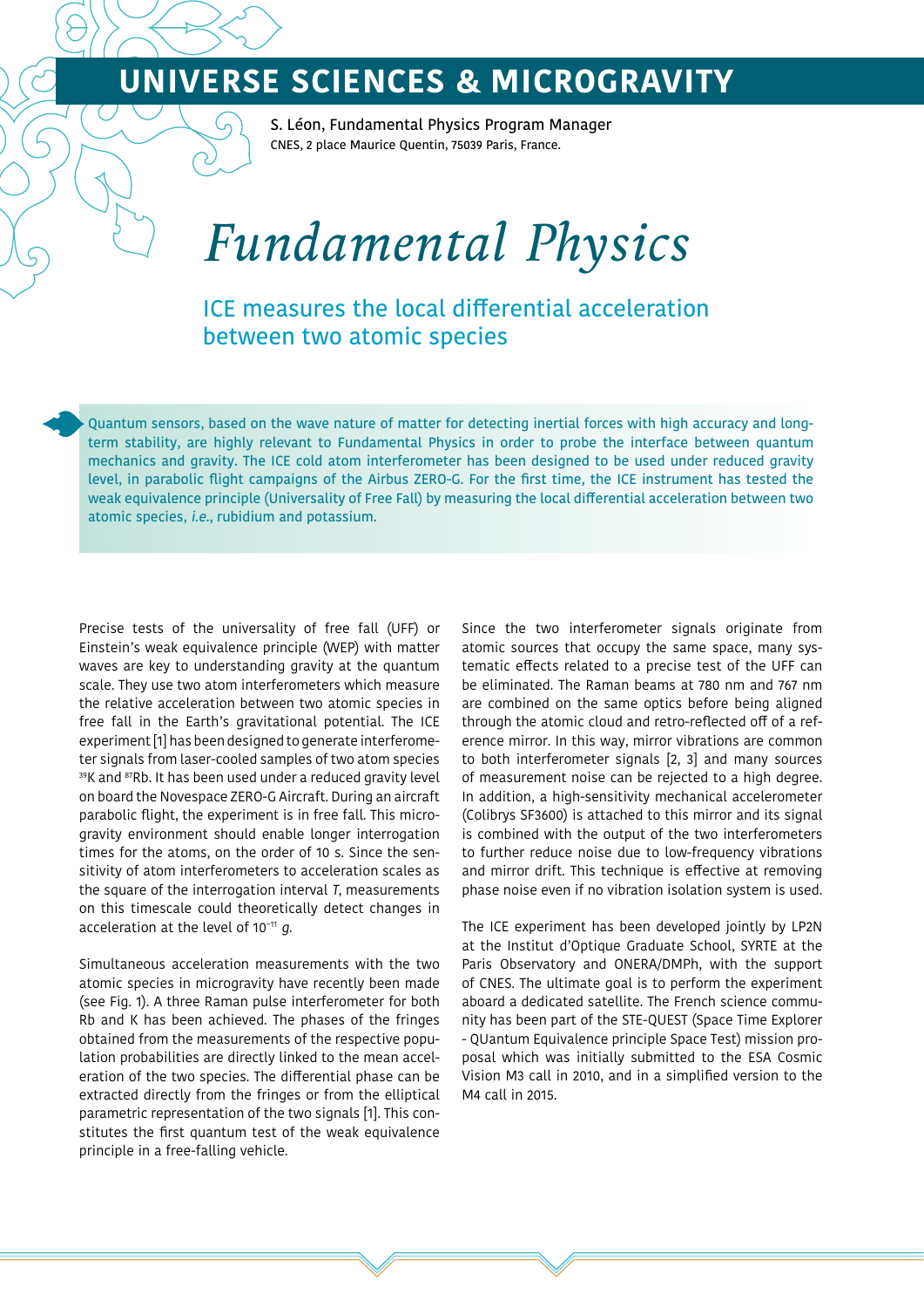# UNIVERSE SCIENCES & MICROGRAVITY

S. Léon, Fundamental Physics Program Manager
CNES, 2 place Maurice Quentin, 75039 Paris, France.

# *Fundamental Physics*

## ICE measures the local differential acceleration between two atomic species

Quantum sensors, based on the wave nature of matter for detecting inertial forces with high accuracy and long-term stability, are highly relevant to Fundamental Physics in order to probe the interface between quantum mechanics and gravity. The ICE cold atom interferometer has been designed to be used under reduced gravity level, in parabolic flight campaigns of the Airbus ZERO-G. For the first time, the ICE instrument has tested the weak equivalence principle (Universality of Free Fall) by measuring the local differential acceleration between two atomic species, *i.e.*, rubidium and potassium.

Precise tests of the universality of free fall (UFF) or Einstein's weak equivalence principle (WEP) with matter waves are key to understanding gravity at the quantum scale. They use two atom interferometers which measure the relative acceleration between two atomic species in free fall in the Earth's gravitational potential. The ICE experiment [1] has been designed to generate interferometer signals from laser-cooled samples of two atom species $^{39}$K and $^{87}$Rb. It has been used under a reduced gravity level on board the Novespace ZERO-G Aircraft. During an aircraft parabolic flight, the experiment is in free fall. This microgravity environment should enable longer interrogation times for the atoms, on the order of 10 s. Since the sensitivity of atom interferometers to acceleration scales as the square of the interrogation interval *T*, measurements on this timescale could theoretically detect changes in acceleration at the level of $10^{-11}$ *g*.

Simultaneous acceleration measurements with the two atomic species in microgravity have recently been made (see Fig. 1). A three Raman pulse interferometer for both Rb and K has been achieved. The phases of the fringes obtained from the measurements of the respective population probabilities are directly linked to the mean acceleration of the two species. The differential phase can be extracted directly from the fringes or from the elliptical parametric representation of the two signals [1]. This constitutes the first quantum test of the weak equivalence principle in a free-falling vehicle.

Since the two interferometer signals originate from atomic sources that occupy the same space, many systematic effects related to a precise test of the UFF can be eliminated. The Raman beams at 780 nm and 767 nm are combined on the same optics before being aligned through the atomic cloud and retro-reflected off of a reference mirror. In this way, mirror vibrations are common to both interferometer signals [2, 3] and many sources of measurement noise can be rejected to a high degree. In addition, a high-sensitivity mechanical accelerometer (Colibrys SF3600) is attached to this mirror and its signal is combined with the output of the two interferometers to further reduce noise due to low-frequency vibrations and mirror drift. This technique is effective at removing phase noise even if no vibration isolation system is used.

The ICE experiment has been developed jointly by LP2N at the Institut d'Optique Graduate School, SYRTE at the Paris Observatory and ONERA/DMPh, with the support of CNES. The ultimate goal is to perform the experiment aboard a dedicated satellite. The French science community has been part of the STE-QUEST (Space Time Explorer - QUantum Equivalence principle Space Test) mission proposal which was initially submitted to the ESA Cosmic Vision M3 call in 2010, and in a simplified version to the M4 call in 2015.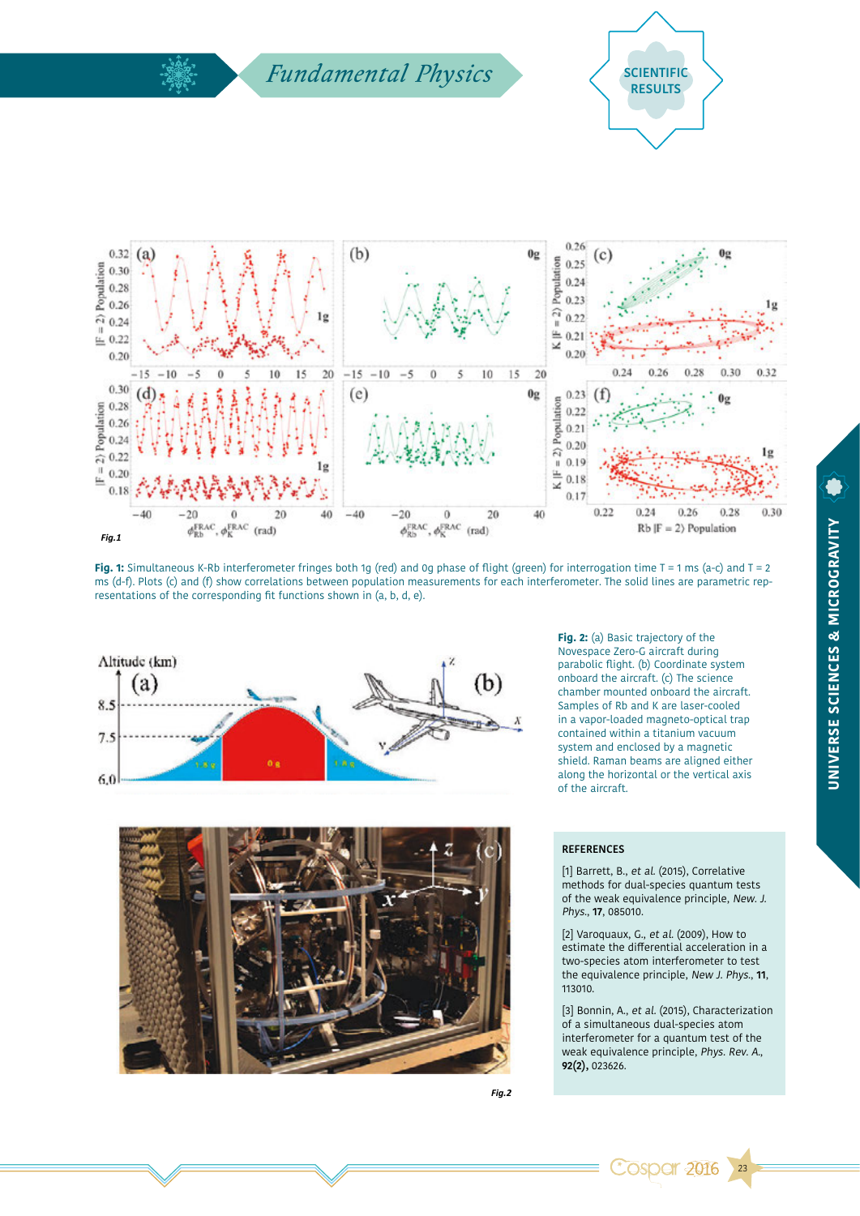Fig.1

**Fig. 1:** Simultaneous K-Rb interferometer fringes both 1g (red) and 0g phase of flight (green) for interrogation time T = 1 ms (a-c) and T = 2 ms (d-f). Plots (c) and (f) show correlations between population measurements for each interferometer. The solid lines are parametric representations of the corresponding fit functions shown in (a, b, d, e).

Fig.2

**Fig. 2:** (a) Basic trajectory of the Novespace Zero-G aircraft during parabolic flight. (b) Coordinate system onboard the aircraft. (c) The science chamber mounted onboard the aircraft. Samples of Rb and K are laser-cooled in a vapor-loaded magneto-optical trap contained within a titanium vacuum system and enclosed by a magnetic shield. Raman beams are aligned either along the horizontal or the vertical axis of the aircraft.

### REFERENCES

[1] Barrett, B., *et al.* (2015), Correlative methods for dual-species quantum tests of the weak equivalence principle, *New. J. Phys.*, **17**, 085010.

[2] Varoquaux, G., *et al.* (2009), How to estimate the differential acceleration in a two-species atom interferometer to test the equivalence principle, *New J. Phys.*, **11**, 113010.

[3] Bonnin, A., *et al.* (2015), Characterization of a simultaneous dual-species atom interferometer for a quantum test of the weak equivalence principle, *Phys. Rev. A.*, **92(2),** 023626.